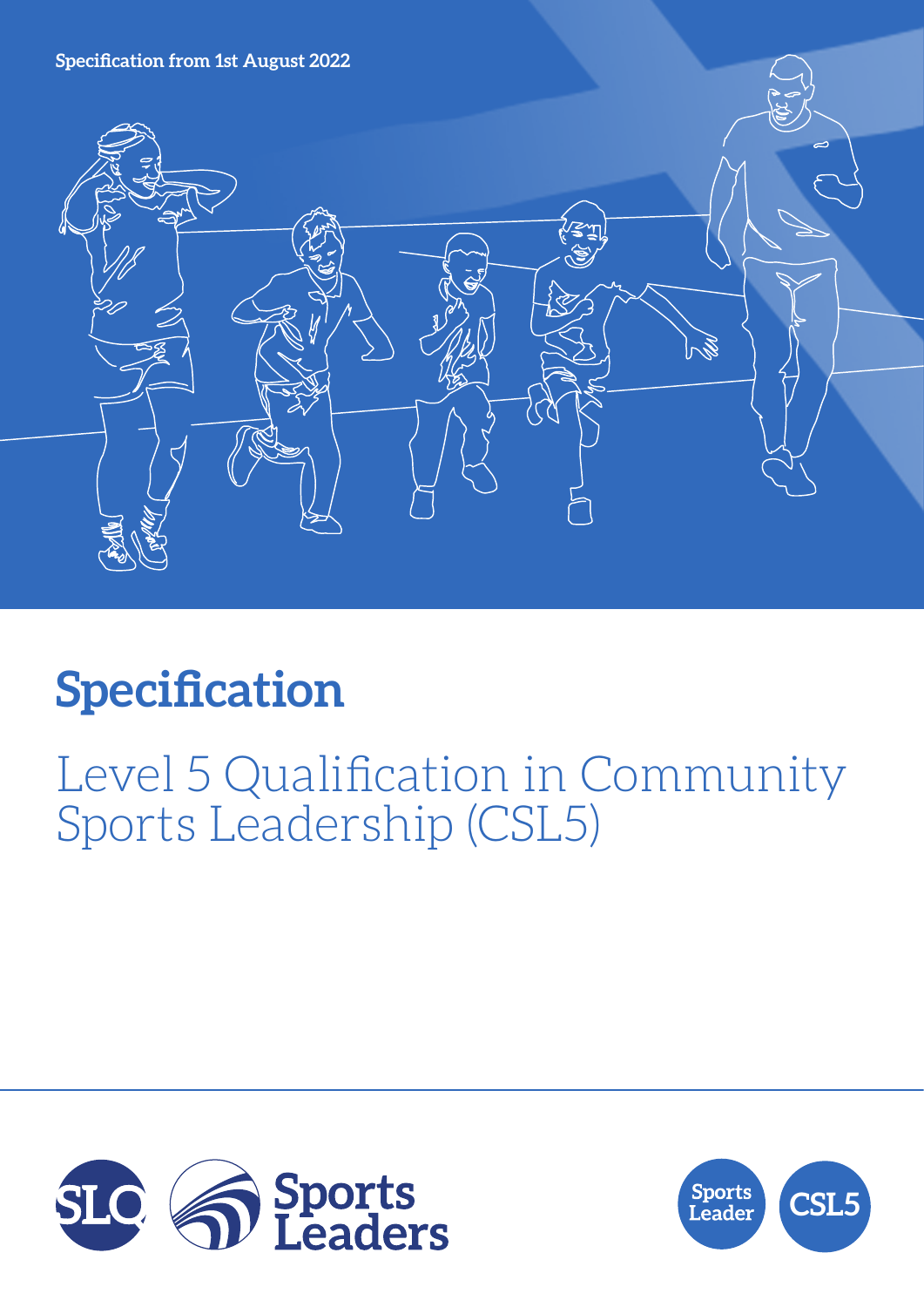Specification from 1st August 2022

# Specification

## Level 5 Qualification in Community Sports Leadership (CSL5)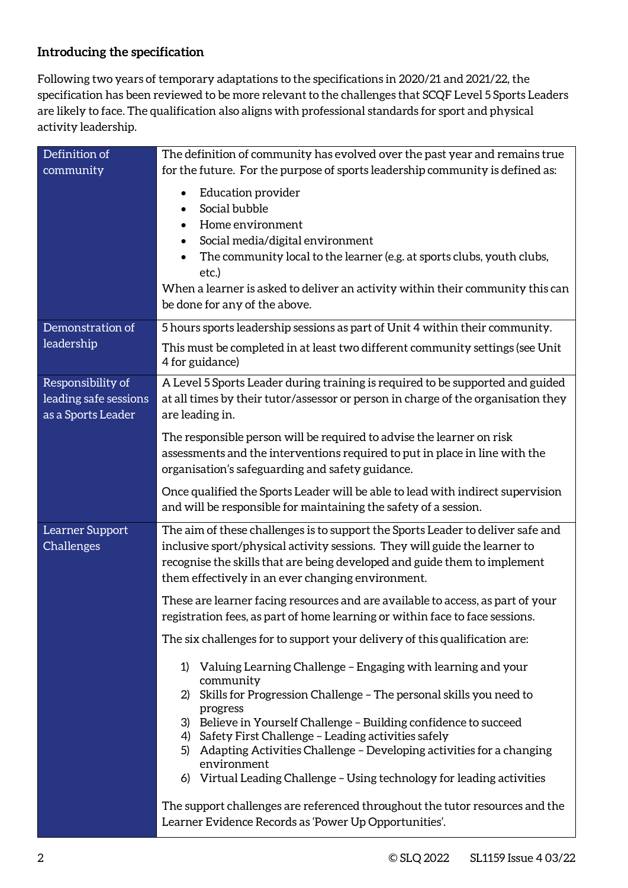**Introducing the specification**

Following two years of temporary adaptations to the specifications in 2020/21 and 2021/22, the specification has been reviewed to be more relevant to the challenges that SCQF Level 5 Sports Leaders are likely to face. The qualification also aligns with professional standards for sport and physical activity leadership.

| | |
|---|---|
| Definition of community | The definition of community has evolved over the past year and remains true for the future. For the purpose of sports leadership community is defined as:<br><ul><li>Education provider</li><li>Social bubble</li><li>Home environment</li><li>Social media/digital environment</li><li>The community local to the learner (e.g. at sports clubs, youth clubs, etc.)</li></ul>When a learner is asked to deliver an activity within their community this can be done for any of the above. |
| Demonstration of leadership | 5 hours sports leadership sessions as part of Unit 4 within their community.<br><br>This must be completed in at least two different community settings (see Unit 4 for guidance) |
| Responsibility of leading safe sessions as a Sports Leader | A Level 5 Sports Leader during training is required to be supported and guided at all times by their tutor/assessor or person in charge of the organisation they are leading in.<br><br>The responsible person will be required to advise the learner on risk assessments and the interventions required to put in place in line with the organisation's safeguarding and safety guidance.<br><br>Once qualified the Sports Leader will be able to lead with indirect supervision and will be responsible for maintaining the safety of a session. |
| Learner Support Challenges | The aim of these challenges is to support the Sports Leader to deliver safe and inclusive sport/physical activity sessions. They will guide the learner to recognise the skills that are being developed and guide them to implement them effectively in an ever changing environment.<br><br>These are learner facing resources and are available to access, as part of your registration fees, as part of home learning or within face to face sessions.<br><br>The six challenges for to support your delivery of this qualification are:<br><br>1) Valuing Learning Challenge – Engaging with learning and your community<br>2) Skills for Progression Challenge – The personal skills you need to progress<br>3) Believe in Yourself Challenge – Building confidence to succeed<br>4) Safety First Challenge – Leading activities safely<br>5) Adapting Activities Challenge – Developing activities for a changing environment<br>6) Virtual Leading Challenge – Using technology for leading activities<br><br>The support challenges are referenced throughout the tutor resources and the Learner Evidence Records as 'Power Up Opportunities'. |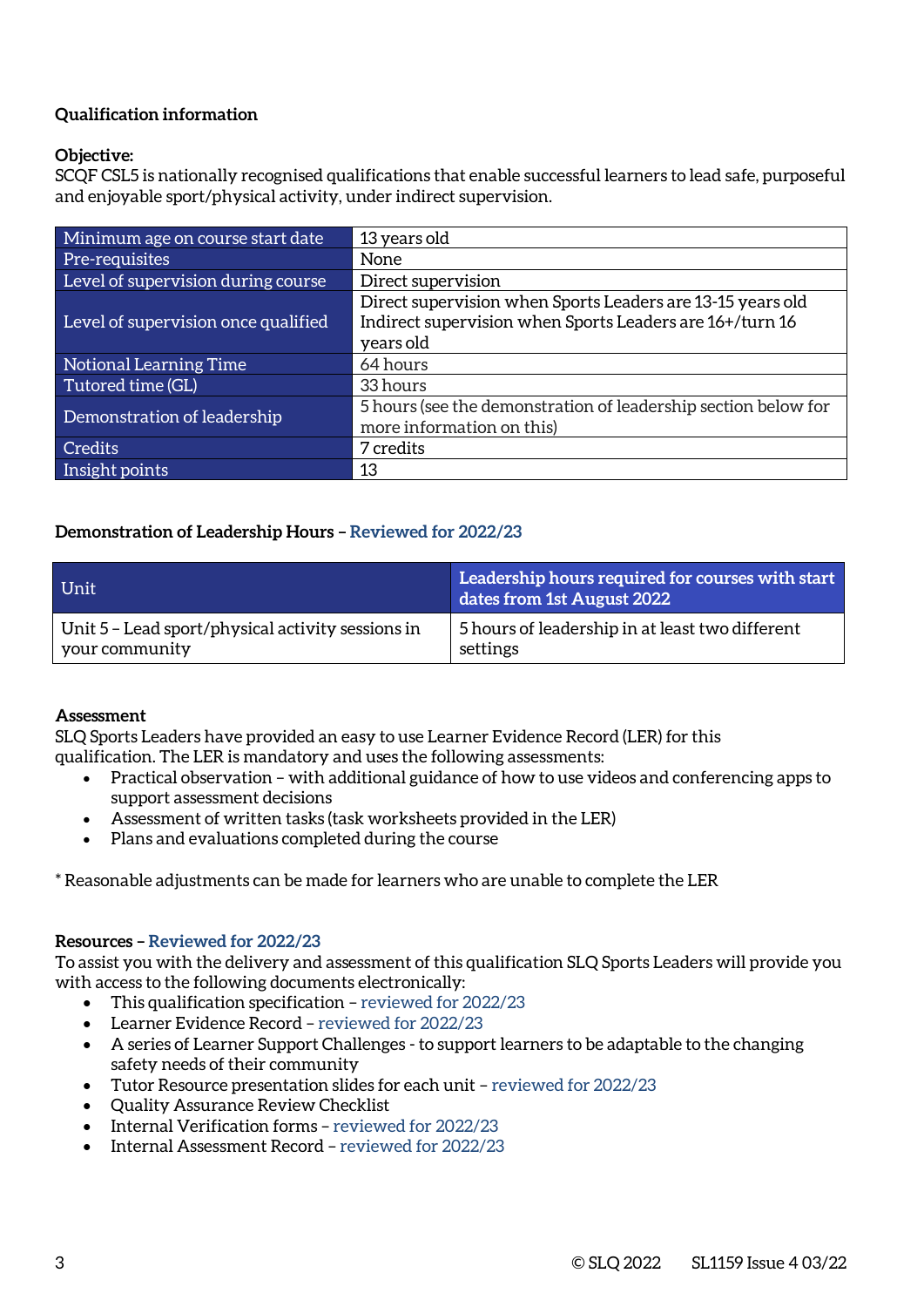**Qualification information**

**Objective:**
SCQF CSL5 is nationally recognised qualifications that enable successful learners to lead safe, purposeful and enjoyable sport/physical activity, under indirect supervision.

| | |
|---|---|
| Minimum age on course start date | 13 years old |
| Pre-requisites | None |
| Level of supervision during course | Direct supervision |
| Level of supervision once qualified | Direct supervision when Sports Leaders are 13-15 years old<br>Indirect supervision when Sports Leaders are 16+/turn 16 years old |
| Notional Learning Time | 64 hours |
| Tutored time (GL) | 33 hours |
| Demonstration of leadership | 5 hours (see the demonstration of leadership section below for more information on this) |
| Credits | 7 credits |
| Insight points | 13 |

**Demonstration of Leadership Hours – Reviewed for 2022/23**

| Unit | Leadership hours required for courses with start dates from 1st August 2022 |
|---|---|
| Unit 5 – Lead sport/physical activity sessions in your community | 5 hours of leadership in at least two different settings |

**Assessment**
SLQ Sports Leaders have provided an easy to use Learner Evidence Record (LER) for this qualification. The LER is mandatory and uses the following assessments:

- Practical observation – with additional guidance of how to use videos and conferencing apps to support assessment decisions
- Assessment of written tasks (task worksheets provided in the LER)
- Plans and evaluations completed during the course

* Reasonable adjustments can be made for learners who are unable to complete the LER

**Resources – Reviewed for 2022/23**
To assist you with the delivery and assessment of this qualification SLQ Sports Leaders will provide you with access to the following documents electronically:

- This qualification specification – reviewed for 2022/23
- Learner Evidence Record – reviewed for 2022/23
- A series of Learner Support Challenges - to support learners to be adaptable to the changing safety needs of their community
- Tutor Resource presentation slides for each unit – reviewed for 2022/23
- Quality Assurance Review Checklist
- Internal Verification forms – reviewed for 2022/23
- Internal Assessment Record – reviewed for 2022/23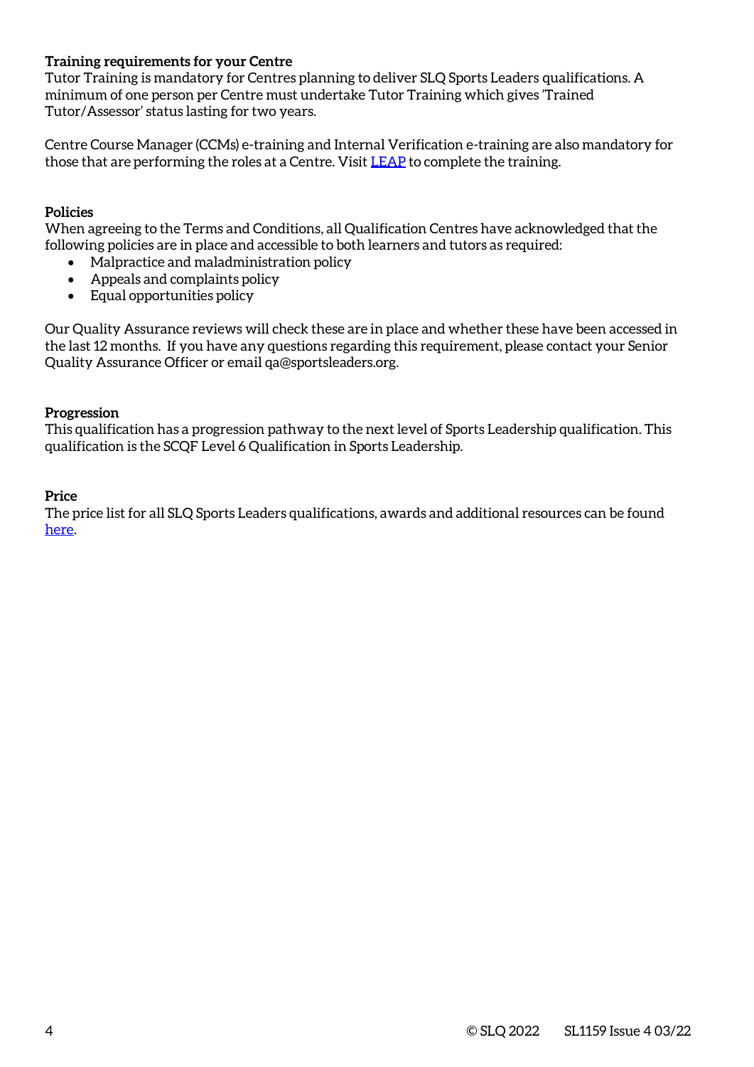**Training requirements for your Centre**

Tutor Training is mandatory for Centres planning to deliver SLQ Sports Leaders qualifications. A minimum of one person per Centre must undertake Tutor Training which gives 'Trained Tutor/Assessor' status lasting for two years.

Centre Course Manager (CCMs) e-training and Internal Verification e-training are also mandatory for those that are performing the roles at a Centre. Visit LEAP to complete the training.

**Policies**

When agreeing to the Terms and Conditions, all Qualification Centres have acknowledged that the following policies are in place and accessible to both learners and tutors as required:

- Malpractice and maladministration policy
- Appeals and complaints policy
- Equal opportunities policy

Our Quality Assurance reviews will check these are in place and whether these have been accessed in the last 12 months. If you have any questions regarding this requirement, please contact your Senior Quality Assurance Officer or email qa@sportsleaders.org.

**Progression**

This qualification has a progression pathway to the next level of Sports Leadership qualification. This qualification is the SCQF Level 6 Qualification in Sports Leadership.

**Price**

The price list for all SLQ Sports Leaders qualifications, awards and additional resources can be found here.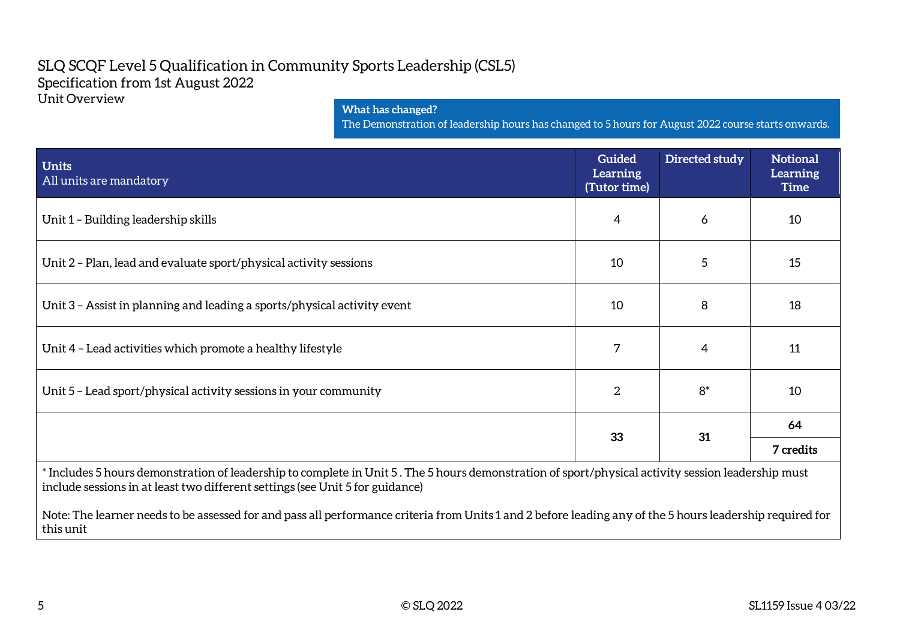# SLQ SCQF Level 5 Qualification in Community Sports Leadership (CSL5)

## Specification from 1st August 2022

### Unit Overview

**What has changed?**
The Demonstration of leadership hours has changed to 5 hours for August 2022 course starts onwards.

| **Units** All units are mandatory | **Guided Learning (Tutor time)** | **Directed study** | **Notional Learning Time** |
|---|---|---|---|
| Unit 1 – Building leadership skills | 4 | 6 | 10 |
| Unit 2 – Plan, lead and evaluate sport/physical activity sessions | 10 | 5 | 15 |
| Unit 3 – Assist in planning and leading a sports/physical activity event | 10 | 8 | 18 |
| Unit 4 – Lead activities which promote a healthy lifestyle | 7 | 4 | 11 |
| Unit 5 – Lead sport/physical activity sessions in your community | 2 | 8* | 10 |
| | **33** | **31** | **64** / **7 credits** |

\* Includes 5 hours demonstration of leadership to complete in Unit 5 . The 5 hours demonstration of sport/physical activity session leadership must include sessions in at least two different settings (see Unit 5 for guidance)

Note: The learner needs to be assessed for and pass all performance criteria from Units 1 and 2 before leading any of the 5 hours leadership required for this unit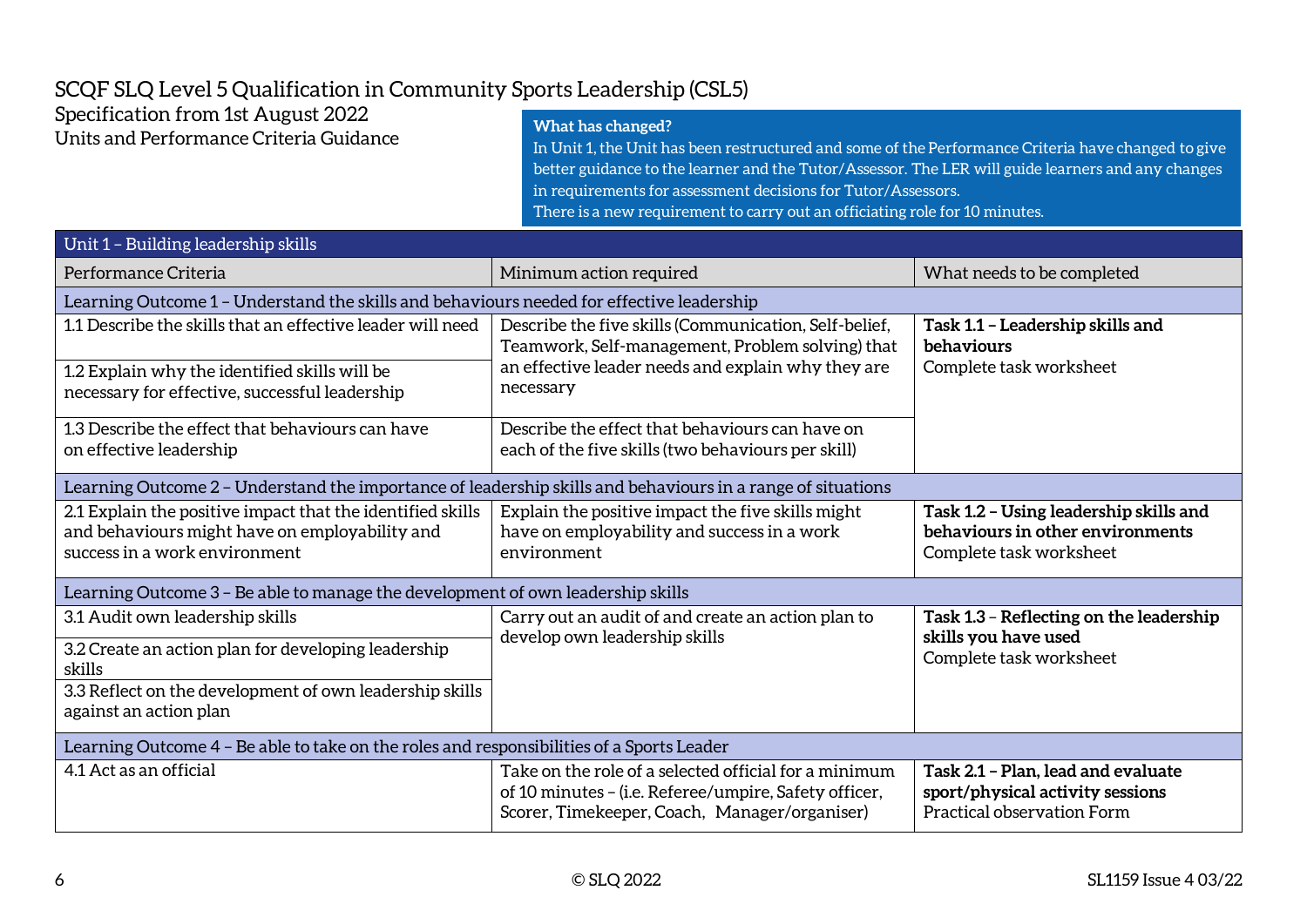# SCQF SLQ Level 5 Qualification in Community Sports Leadership (CSL5)

Specification from 1st August 2022
Units and Performance Criteria Guidance

**What has changed?**
In Unit 1, the Unit has been restructured and some of the Performance Criteria have changed to give better guidance to the learner and the Tutor/Assessor. The LER will guide learners and any changes in requirements for assessment decisions for Tutor/Assessors.
There is a new requirement to carry out an officiating role for 10 minutes.

| Unit 1 – Building leadership skills | | |
|---|---|---|
| Performance Criteria | Minimum action required | What needs to be completed |
| Learning Outcome 1 – Understand the skills and behaviours needed for effective leadership | | |
| 1.1 Describe the skills that an effective leader will need | Describe the five skills (Communication, Self-belief, Teamwork, Self-management, Problem solving) that an effective leader needs and explain why they are necessary | **Task 1.1 – Leadership skills and behaviours** Complete task worksheet |
| 1.2 Explain why the identified skills will be necessary for effective, successful leadership | | |
| 1.3 Describe the effect that behaviours can have on effective leadership | Describe the effect that behaviours can have on each of the five skills (two behaviours per skill) | |
| Learning Outcome 2 – Understand the importance of leadership skills and behaviours in a range of situations | | |
| 2.1 Explain the positive impact that the identified skills and behaviours might have on employability and success in a work environment | Explain the positive impact the five skills might have on employability and success in a work environment | **Task 1.2 – Using leadership skills and behaviours in other environments** Complete task worksheet |
| Learning Outcome 3 – Be able to manage the development of own leadership skills | | |
| 3.1 Audit own leadership skills | Carry out an audit of and create an action plan to develop own leadership skills | **Task 1.3** – **Reflecting on the leadership skills you have used** Complete task worksheet |
| 3.2 Create an action plan for developing leadership skills | | |
| 3.3 Reflect on the development of own leadership skills against an action plan | | |
| Learning Outcome 4 – Be able to take on the roles and responsibilities of a Sports Leader | | |
| 4.1 Act as an official | Take on the role of a selected official for a minimum of 10 minutes – (i.e. Referee/umpire, Safety officer, Scorer, Timekeeper, Coach, Manager/organiser) | **Task 2.1 – Plan, lead and evaluate sport/physical activity sessions** Practical observation Form |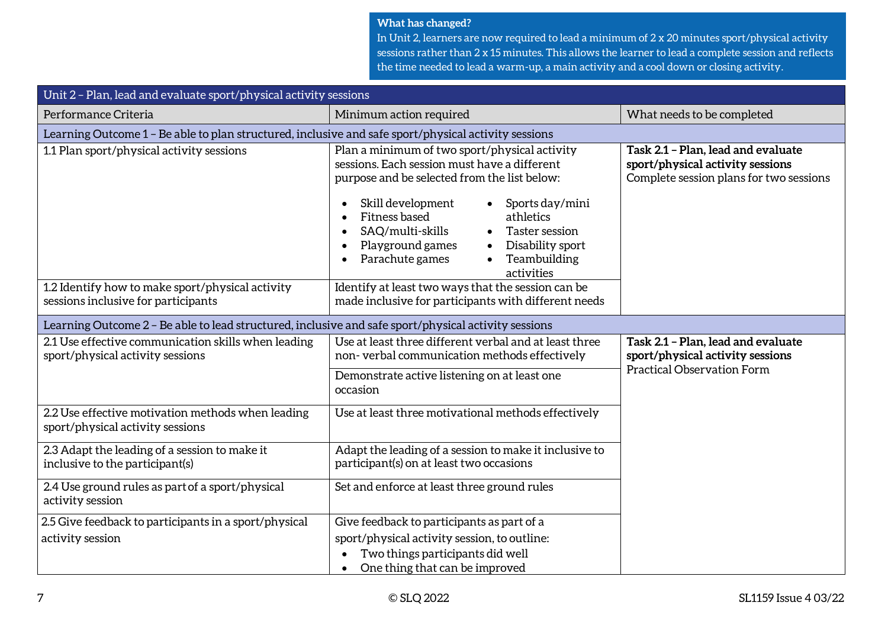**What has changed?**
In Unit 2, learners are now required to lead a minimum of 2 x 20 minutes sport/physical activity sessions rather than 2 x 15 minutes. This allows the learner to lead a complete session and reflects the time needed to lead a warm-up, a main activity and a cool down or closing activity.

| Unit 2 – Plan, lead and evaluate sport/physical activity sessions | | |
|---|---|---|
| Performance Criteria | Minimum action required | What needs to be completed |
| **Learning Outcome 1 – Be able to plan structured, inclusive and safe sport/physical activity sessions** | | |
| 1.1 Plan sport/physical activity sessions | Plan a minimum of two sport/physical activity sessions. Each session must have a different purpose and be selected from the list below:<br>• Skill development<br>• Fitness based<br>• SAQ/multi-skills<br>• Playground games<br>• Parachute games<br>• Sports day/mini athletics<br>• Taster session<br>• Disability sport<br>• Teambuilding activities | **Task 2.1 – Plan, lead and evaluate sport/physical activity sessions**<br>Complete session plans for two sessions |
| 1.2 Identify how to make sport/physical activity sessions inclusive for participants | Identify at least two ways that the session can be made inclusive for participants with different needs | |
| **Learning Outcome 2 – Be able to lead structured, inclusive and safe sport/physical activity sessions** | | |
| 2.1 Use effective communication skills when leading sport/physical activity sessions | Use at least three different verbal and at least three non- verbal communication methods effectively<br><br>Demonstrate active listening on at least one occasion | **Task 2.1 – Plan, lead and evaluate sport/physical activity sessions**<br>Practical Observation Form |
| 2.2 Use effective motivation methods when leading sport/physical activity sessions | Use at least three motivational methods effectively | |
| 2.3 Adapt the leading of a session to make it inclusive to the participant(s) | Adapt the leading of a session to make it inclusive to participant(s) on at least two occasions | |
| 2.4 Use ground rules as part of a sport/physical activity session | Set and enforce at least three ground rules | |
| 2.5 Give feedback to participants in a sport/physical activity session | Give feedback to participants as part of a sport/physical activity session, to outline:<br>• Two things participants did well<br>• One thing that can be improved | |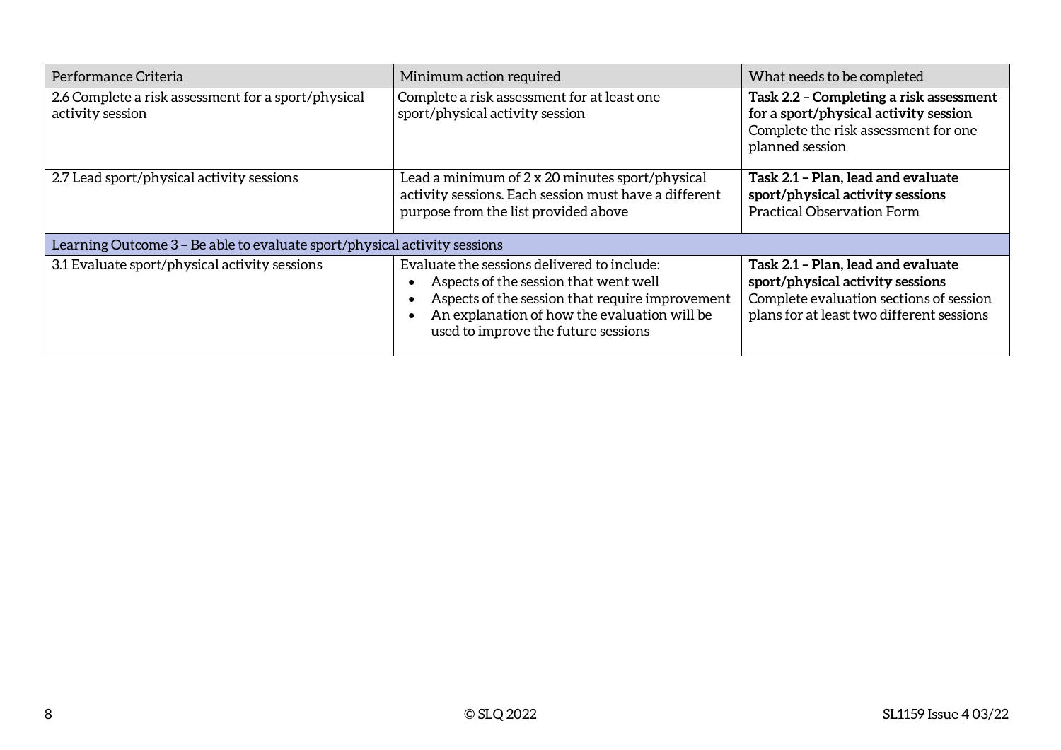| Performance Criteria | Minimum action required | What needs to be completed |
| --- | --- | --- |
| 2.6 Complete a risk assessment for a sport/physical activity session | Complete a risk assessment for at least one sport/physical activity session | **Task 2.2 – Completing a risk assessment for a sport/physical activity session**<br>Complete the risk assessment for one planned session |
| 2.7 Lead sport/physical activity sessions | Lead a minimum of 2 x 20 minutes sport/physical activity sessions. Each session must have a different purpose from the list provided above | **Task 2.1 – Plan, lead and evaluate sport/physical activity sessions**<br>Practical Observation Form |
| Learning Outcome 3 – Be able to evaluate sport/physical activity sessions | | |
| 3.1 Evaluate sport/physical activity sessions | Evaluate the sessions delivered to include:<br>• Aspects of the session that went well<br>• Aspects of the session that require improvement<br>• An explanation of how the evaluation will be used to improve the future sessions | **Task 2.1 – Plan, lead and evaluate sport/physical activity sessions**<br>Complete evaluation sections of session plans for at least two different sessions |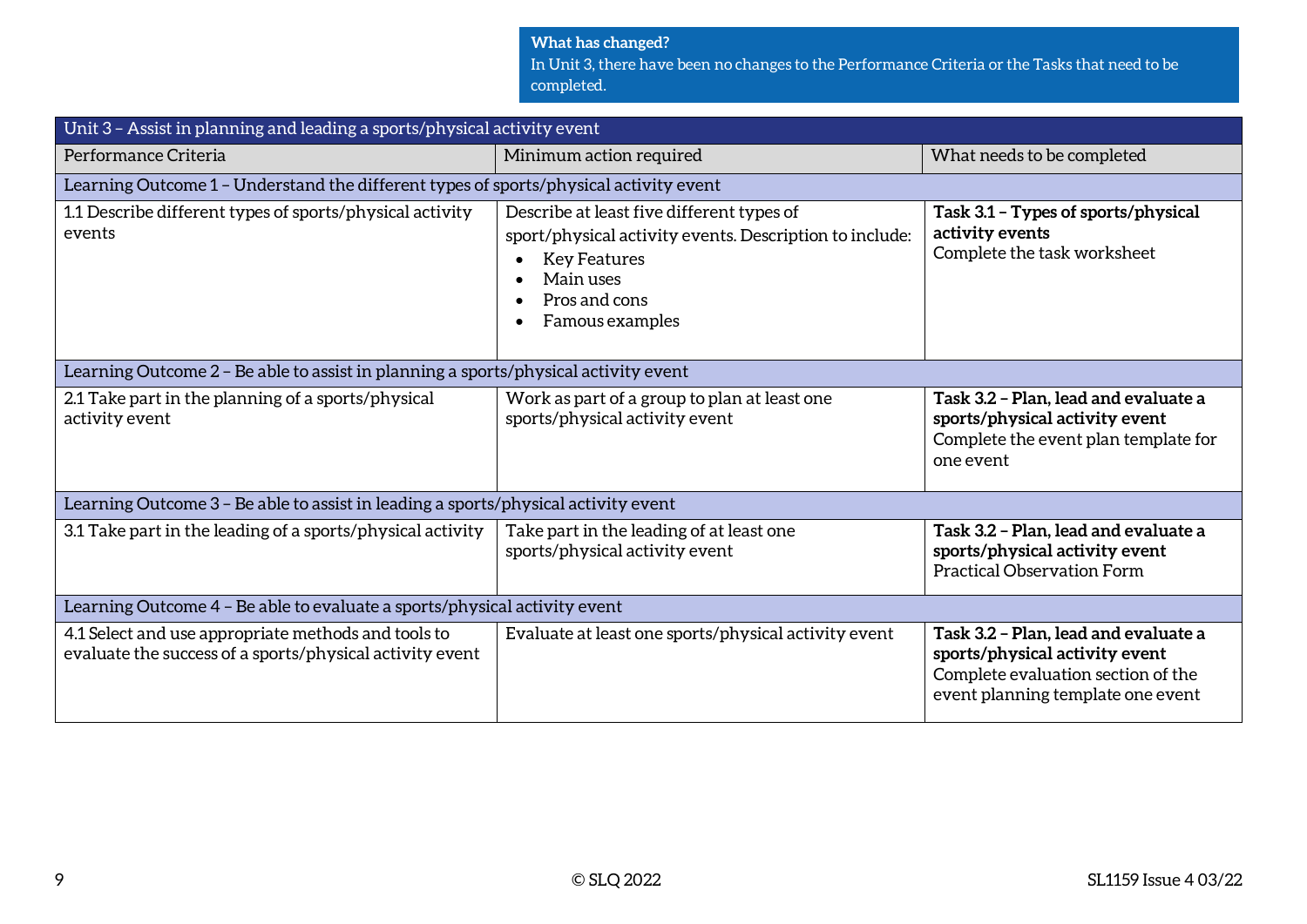**What has changed?**
In Unit 3, there have been no changes to the Performance Criteria or the Tasks that need to be completed.

| Unit 3 – Assist in planning and leading a sports/physical activity event | | |
|---|---|---|
| Performance Criteria | Minimum action required | What needs to be completed |
| Learning Outcome 1 – Understand the different types of sports/physical activity event | | |
| 1.1 Describe different types of sports/physical activity events | Describe at least five different types of sport/physical activity events. Description to include:<br>• Key Features<br>• Main uses<br>• Pros and cons<br>• Famous examples | **Task 3.1 – Types of sports/physical activity events**<br>Complete the task worksheet |
| Learning Outcome 2 – Be able to assist in planning a sports/physical activity event | | |
| 2.1 Take part in the planning of a sports/physical activity event | Work as part of a group to plan at least one sports/physical activity event | **Task 3.2 – Plan, lead and evaluate a sports/physical activity event**<br>Complete the event plan template for one event |
| Learning Outcome 3 – Be able to assist in leading a sports/physical activity event | | |
| 3.1 Take part in the leading of a sports/physical activity | Take part in the leading of at least one sports/physical activity event | **Task 3.2 – Plan, lead and evaluate a sports/physical activity event**<br>Practical Observation Form |
| Learning Outcome 4 – Be able to evaluate a sports/physical activity event | | |
| 4.1 Select and use appropriate methods and tools to evaluate the success of a sports/physical activity event | Evaluate at least one sports/physical activity event | **Task 3.2 – Plan, lead and evaluate a sports/physical activity event**<br>Complete evaluation section of the event planning template one event |

© SLQ 2022

SL1159 Issue 4 03/22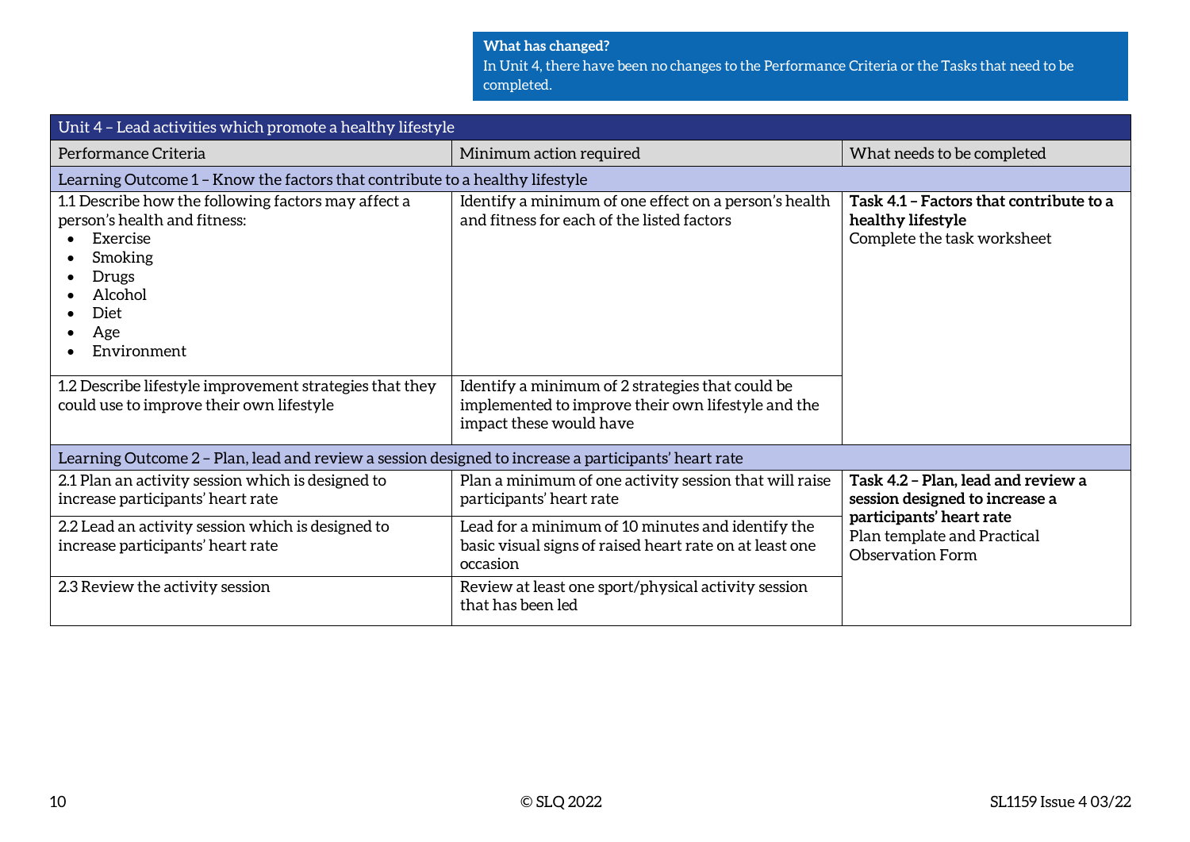**What has changed?**
In Unit 4, there have been no changes to the Performance Criteria or the Tasks that need to be completed.

| Unit 4 – Lead activities which promote a healthy lifestyle | | |
|---|---|---|
| Performance Criteria | Minimum action required | What needs to be completed |
| Learning Outcome 1 – Know the factors that contribute to a healthy lifestyle | | |
| 1.1 Describe how the following factors may affect a person's health and fitness:<br>• Exercise<br>• Smoking<br>• Drugs<br>• Alcohol<br>• Diet<br>• Age<br>• Environment | Identify a minimum of one effect on a person's health and fitness for each of the listed factors | **Task 4.1 – Factors that contribute to a healthy lifestyle**<br>Complete the task worksheet |
| 1.2 Describe lifestyle improvement strategies that they could use to improve their own lifestyle | Identify a minimum of 2 strategies that could be implemented to improve their own lifestyle and the impact these would have | |
| Learning Outcome 2 – Plan, lead and review a session designed to increase a participants' heart rate | | |
| 2.1 Plan an activity session which is designed to increase participants' heart rate | Plan a minimum of one activity session that will raise participants' heart rate | **Task 4.2 – Plan, lead and review a session designed to increase a participants' heart rate**<br>Plan template and Practical Observation Form |
| 2.2 Lead an activity session which is designed to increase participants' heart rate | Lead for a minimum of 10 minutes and identify the basic visual signs of raised heart rate on at least one occasion | |
| 2.3 Review the activity session | Review at least one sport/physical activity session that has been led | |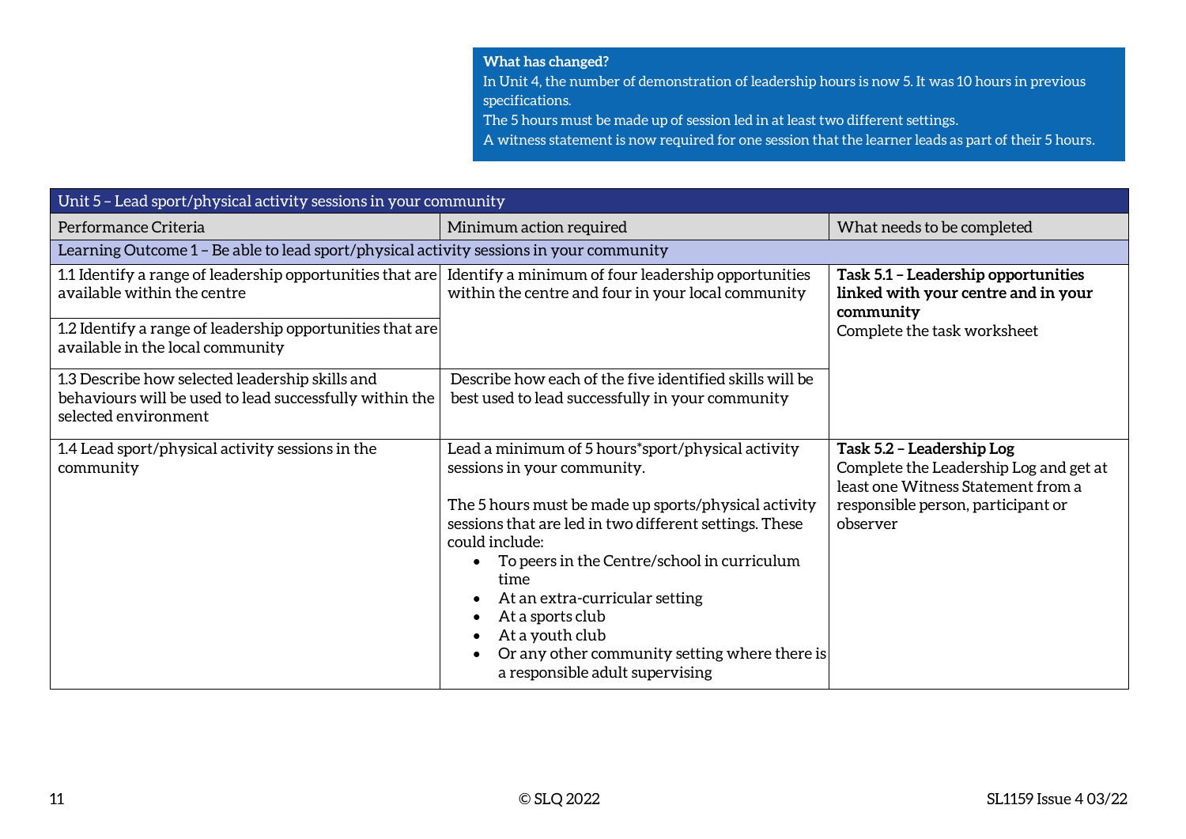**What has changed?**
In Unit 4, the number of demonstration of leadership hours is now 5. It was 10 hours in previous specifications.
The 5 hours must be made up of session led in at least two different settings.
A witness statement is now required for one session that the learner leads as part of their 5 hours.

| Unit 5 – Lead sport/physical activity sessions in your community | | |
|---|---|---|
| Performance Criteria | Minimum action required | What needs to be completed |
| Learning Outcome 1 – Be able to lead sport/physical activity sessions in your community | | |
| 1.1 Identify a range of leadership opportunities that are available within the centre | Identify a minimum of four leadership opportunities within the centre and four in your local community | **Task 5.1 – Leadership opportunities linked with your centre and in your community**<br>Complete the task worksheet |
| 1.2 Identify a range of leadership opportunities that are available in the local community | | |
| 1.3 Describe how selected leadership skills and behaviours will be used to lead successfully within the selected environment | Describe how each of the five identified skills will be best used to lead successfully in your community | |
| 1.4 Lead sport/physical activity sessions in the community | Lead a minimum of 5 hours*sport/physical activity sessions in your community.<br><br>The 5 hours must be made up sports/physical activity sessions that are led in two different settings. These could include:<br>• To peers in the Centre/school in curriculum time<br>• At an extra-curricular setting<br>• At a sports club<br>• At a youth club<br>• Or any other community setting where there is a responsible adult supervising | **Task 5.2 – Leadership Log**<br>Complete the Leadership Log and get at least one Witness Statement from a responsible person, participant or observer |